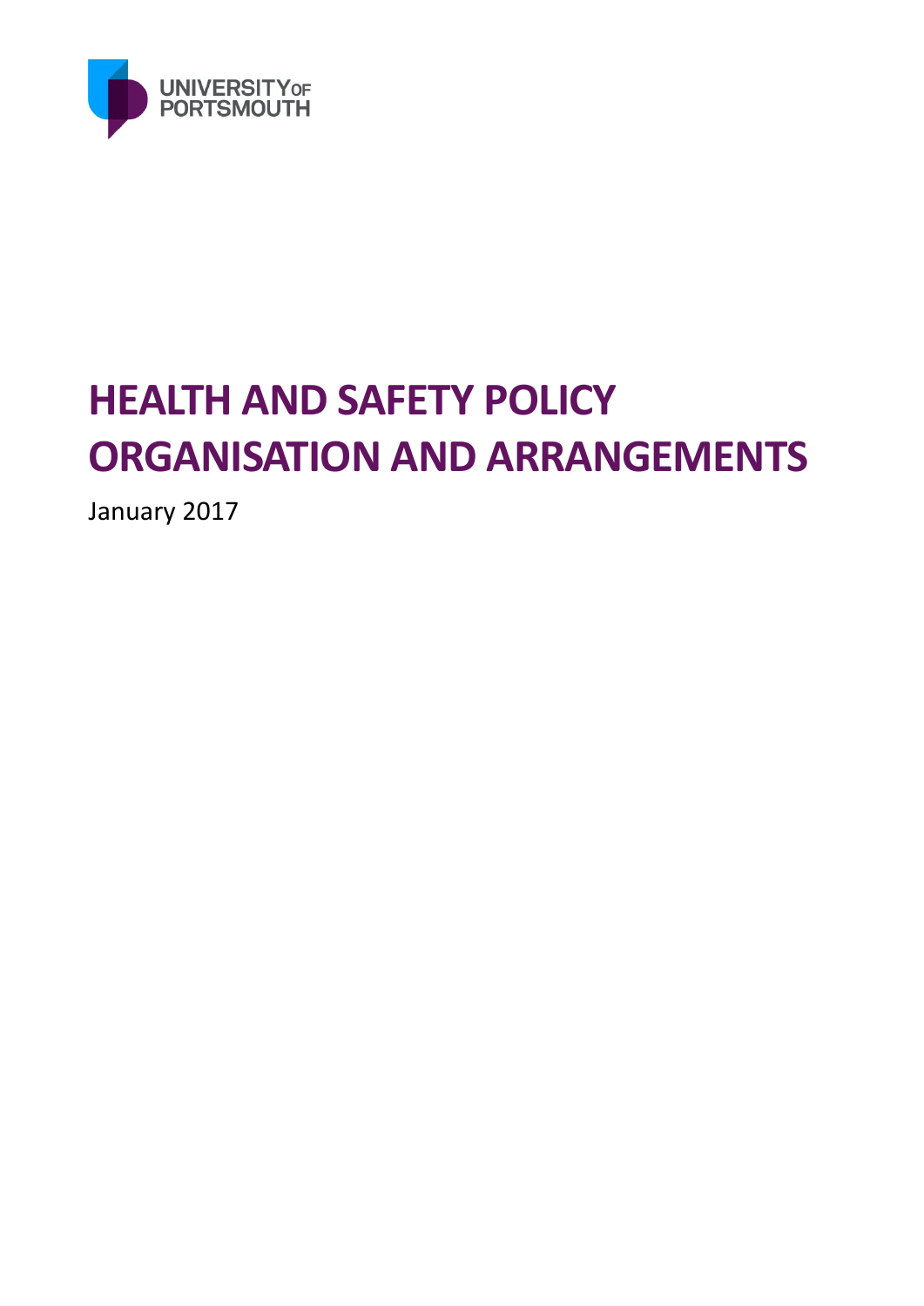UNIVERSITY OF PORTSMOUTH

# HEALTH AND SAFETY POLICY ORGANISATION AND ARRANGEMENTS

January 2017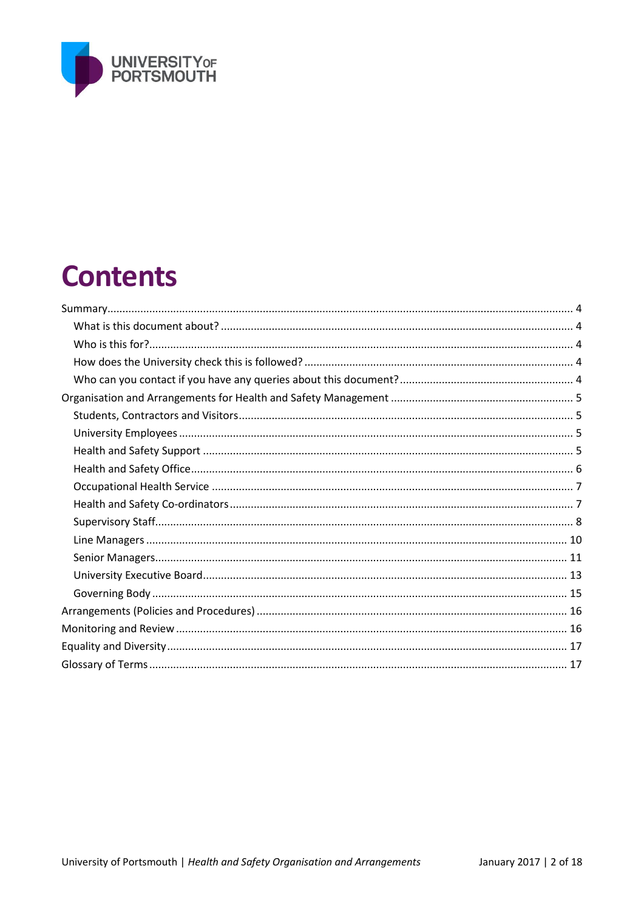# Contents

- Summary ... 4
  - What is this document about? ... 4
  - Who is this for? ... 4
  - How does the University check this is followed? ... 4
  - Who can you contact if you have any queries about this document? ... 4
- Organisation and Arrangements for Health and Safety Management ... 5
  - Students, Contractors and Visitors ... 5
  - University Employees ... 5
  - Health and Safety Support ... 5
  - Health and Safety Office ... 6
  - Occupational Health Service ... 7
  - Health and Safety Co-ordinators ... 7
  - Supervisory Staff ... 8
  - Line Managers ... 10
  - Senior Managers ... 11
  - University Executive Board ... 13
  - Governing Body ... 15
- Arrangements (Policies and Procedures) ... 16
- Monitoring and Review ... 16
- Equality and Diversity ... 17
- Glossary of Terms ... 17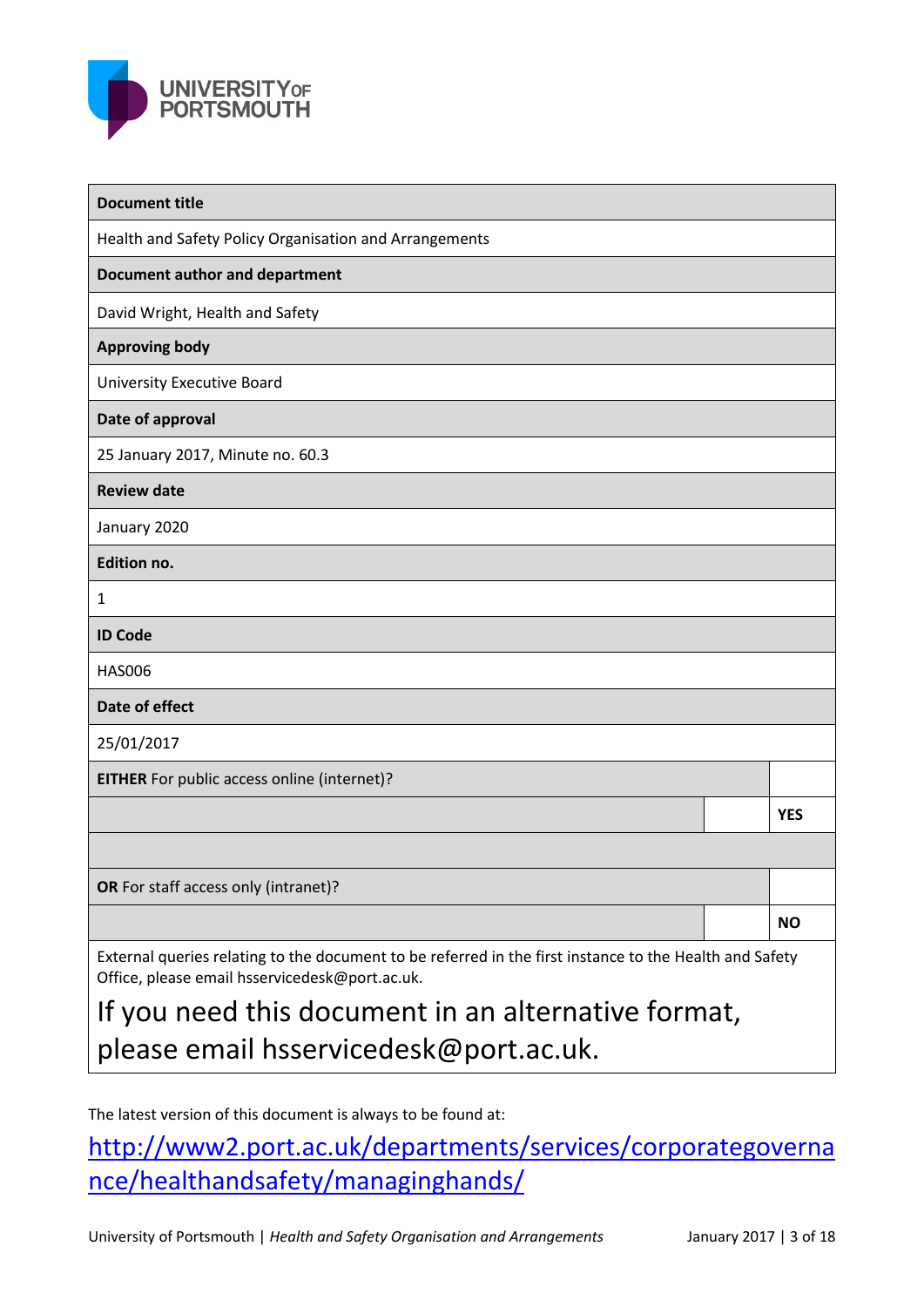UNIVERSITY OF PORTSMOUTH

| **Document title** | | |
|---|---|---|
| Health and Safety Policy Organisation and Arrangements | | |
| **Document author and department** | | |
| David Wright, Health and Safety | | |
| **Approving body** | | |
| University Executive Board | | |
| **Date of approval** | | |
| 25 January 2017, Minute no. 60.3 | | |
| **Review date** | | |
| January 2020 | | |
| **Edition no.** | | |
| 1 | | |
| **ID Code** | | |
| HAS006 | | |
| **Date of effect** | | |
| 25/01/2017 | | |
| **EITHER** For public access online (internet)? | | |
| | | **YES** |
| | | |
| **OR** For staff access only (intranet)? | | |
| | | **NO** |
| External queries relating to the document to be referred in the first instance to the Health and Safety Office, please email hsservicedesk@port.ac.uk. | | |

If you need this document in an alternative format, please email hsservicedesk@port.ac.uk.

The latest version of this document is always to be found at:

http://www2.port.ac.uk/departments/services/corporategovernance/healthandsafety/managinghands/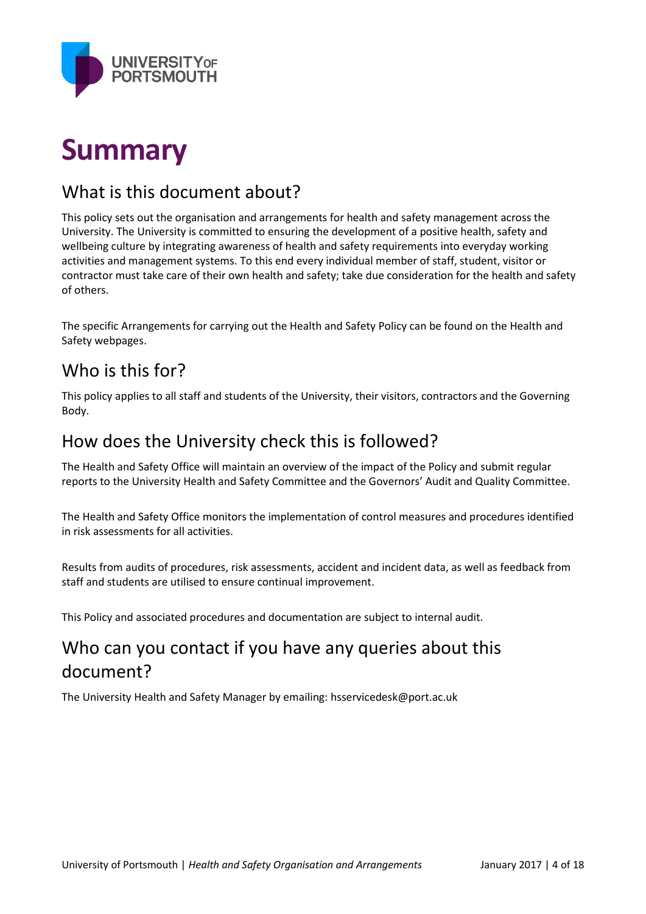# Summary

## What is this document about?

This policy sets out the organisation and arrangements for health and safety management across the University. The University is committed to ensuring the development of a positive health, safety and wellbeing culture by integrating awareness of health and safety requirements into everyday working activities and management systems. To this end every individual member of staff, student, visitor or contractor must take care of their own health and safety; take due consideration for the health and safety of others.

The specific Arrangements for carrying out the Health and Safety Policy can be found on the Health and Safety webpages.

## Who is this for?

This policy applies to all staff and students of the University, their visitors, contractors and the Governing Body.

## How does the University check this is followed?

The Health and Safety Office will maintain an overview of the impact of the Policy and submit regular reports to the University Health and Safety Committee and the Governors' Audit and Quality Committee.

The Health and Safety Office monitors the implementation of control measures and procedures identified in risk assessments for all activities.

Results from audits of procedures, risk assessments, accident and incident data, as well as feedback from staff and students are utilised to ensure continual improvement.

This Policy and associated procedures and documentation are subject to internal audit.

## Who can you contact if you have any queries about this document?

The University Health and Safety Manager by emailing: hsservicedesk@port.ac.uk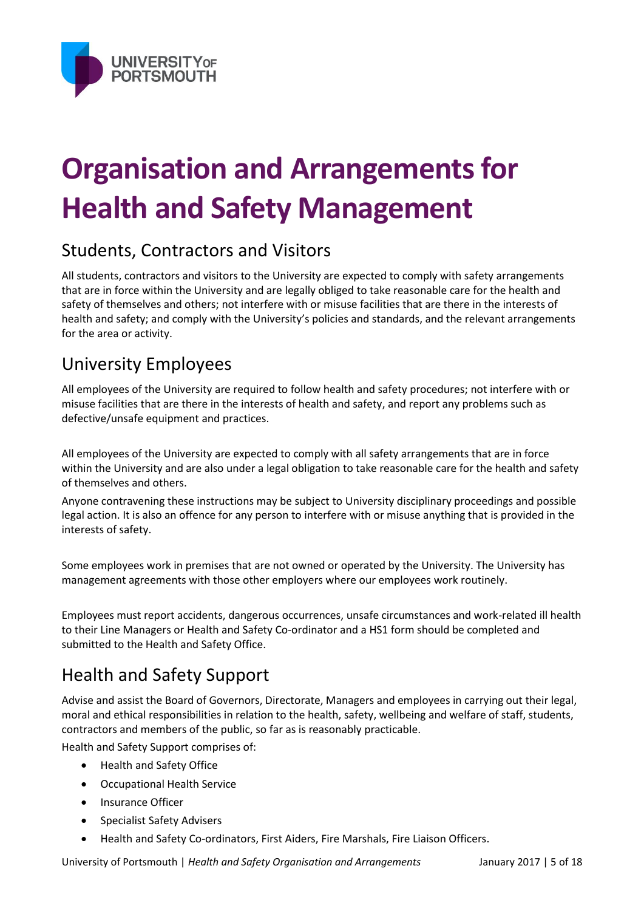# Organisation and Arrangements for Health and Safety Management

## Students, Contractors and Visitors

All students, contractors and visitors to the University are expected to comply with safety arrangements that are in force within the University and are legally obliged to take reasonable care for the health and safety of themselves and others; not interfere with or misuse facilities that are there in the interests of health and safety; and comply with the University's policies and standards, and the relevant arrangements for the area or activity.

## University Employees

All employees of the University are required to follow health and safety procedures; not interfere with or misuse facilities that are there in the interests of health and safety, and report any problems such as defective/unsafe equipment and practices.

All employees of the University are expected to comply with all safety arrangements that are in force within the University and are also under a legal obligation to take reasonable care for the health and safety of themselves and others.

Anyone contravening these instructions may be subject to University disciplinary proceedings and possible legal action. It is also an offence for any person to interfere with or misuse anything that is provided in the interests of safety.

Some employees work in premises that are not owned or operated by the University. The University has management agreements with those other employers where our employees work routinely.

Employees must report accidents, dangerous occurrences, unsafe circumstances and work-related ill health to their Line Managers or Health and Safety Co-ordinator and a HS1 form should be completed and submitted to the Health and Safety Office.

## Health and Safety Support

Advise and assist the Board of Governors, Directorate, Managers and employees in carrying out their legal, moral and ethical responsibilities in relation to the health, safety, wellbeing and welfare of staff, students, contractors and members of the public, so far as is reasonably practicable.

Health and Safety Support comprises of:

- Health and Safety Office
- Occupational Health Service
- Insurance Officer
- Specialist Safety Advisers
- Health and Safety Co-ordinators, First Aiders, Fire Marshals, Fire Liaison Officers.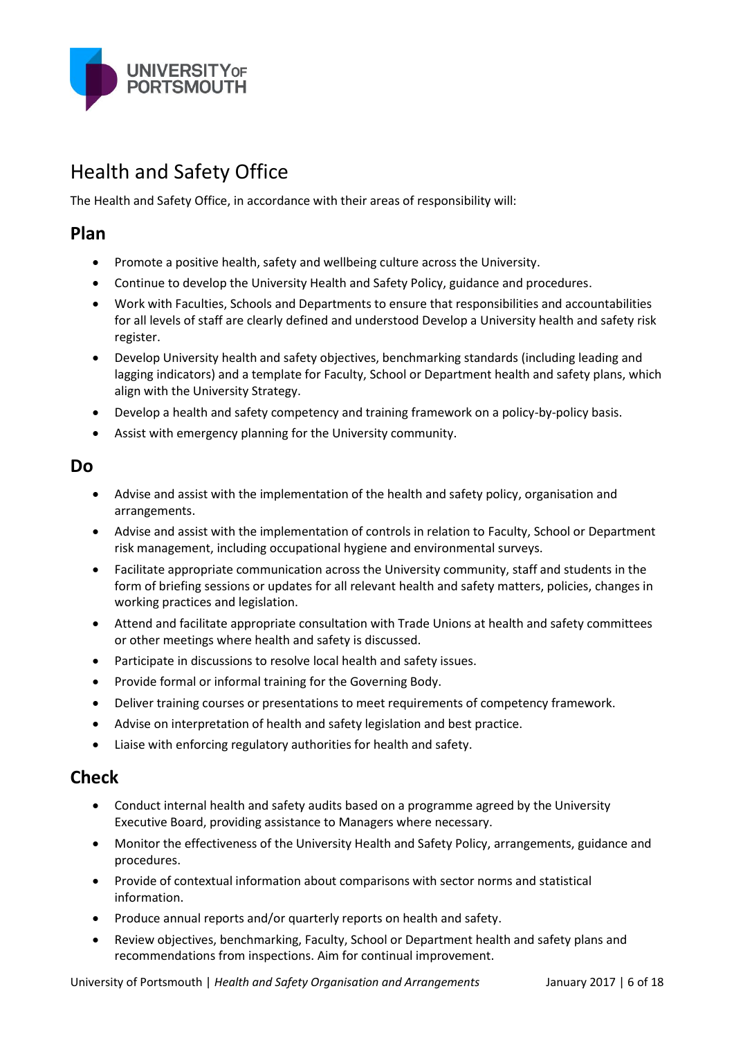## Health and Safety Office

The Health and Safety Office, in accordance with their areas of responsibility will:

### Plan

- Promote a positive health, safety and wellbeing culture across the University.
- Continue to develop the University Health and Safety Policy, guidance and procedures.
- Work with Faculties, Schools and Departments to ensure that responsibilities and accountabilities for all levels of staff are clearly defined and understood Develop a University health and safety risk register.
- Develop University health and safety objectives, benchmarking standards (including leading and lagging indicators) and a template for Faculty, School or Department health and safety plans, which align with the University Strategy.
- Develop a health and safety competency and training framework on a policy-by-policy basis.
- Assist with emergency planning for the University community.

### Do

- Advise and assist with the implementation of the health and safety policy, organisation and arrangements.
- Advise and assist with the implementation of controls in relation to Faculty, School or Department risk management, including occupational hygiene and environmental surveys.
- Facilitate appropriate communication across the University community, staff and students in the form of briefing sessions or updates for all relevant health and safety matters, policies, changes in working practices and legislation.
- Attend and facilitate appropriate consultation with Trade Unions at health and safety committees or other meetings where health and safety is discussed.
- Participate in discussions to resolve local health and safety issues.
- Provide formal or informal training for the Governing Body.
- Deliver training courses or presentations to meet requirements of competency framework.
- Advise on interpretation of health and safety legislation and best practice.
- Liaise with enforcing regulatory authorities for health and safety.

### Check

- Conduct internal health and safety audits based on a programme agreed by the University Executive Board, providing assistance to Managers where necessary.
- Monitor the effectiveness of the University Health and Safety Policy, arrangements, guidance and procedures.
- Provide of contextual information about comparisons with sector norms and statistical information.
- Produce annual reports and/or quarterly reports on health and safety.
- Review objectives, benchmarking, Faculty, School or Department health and safety plans and recommendations from inspections. Aim for continual improvement.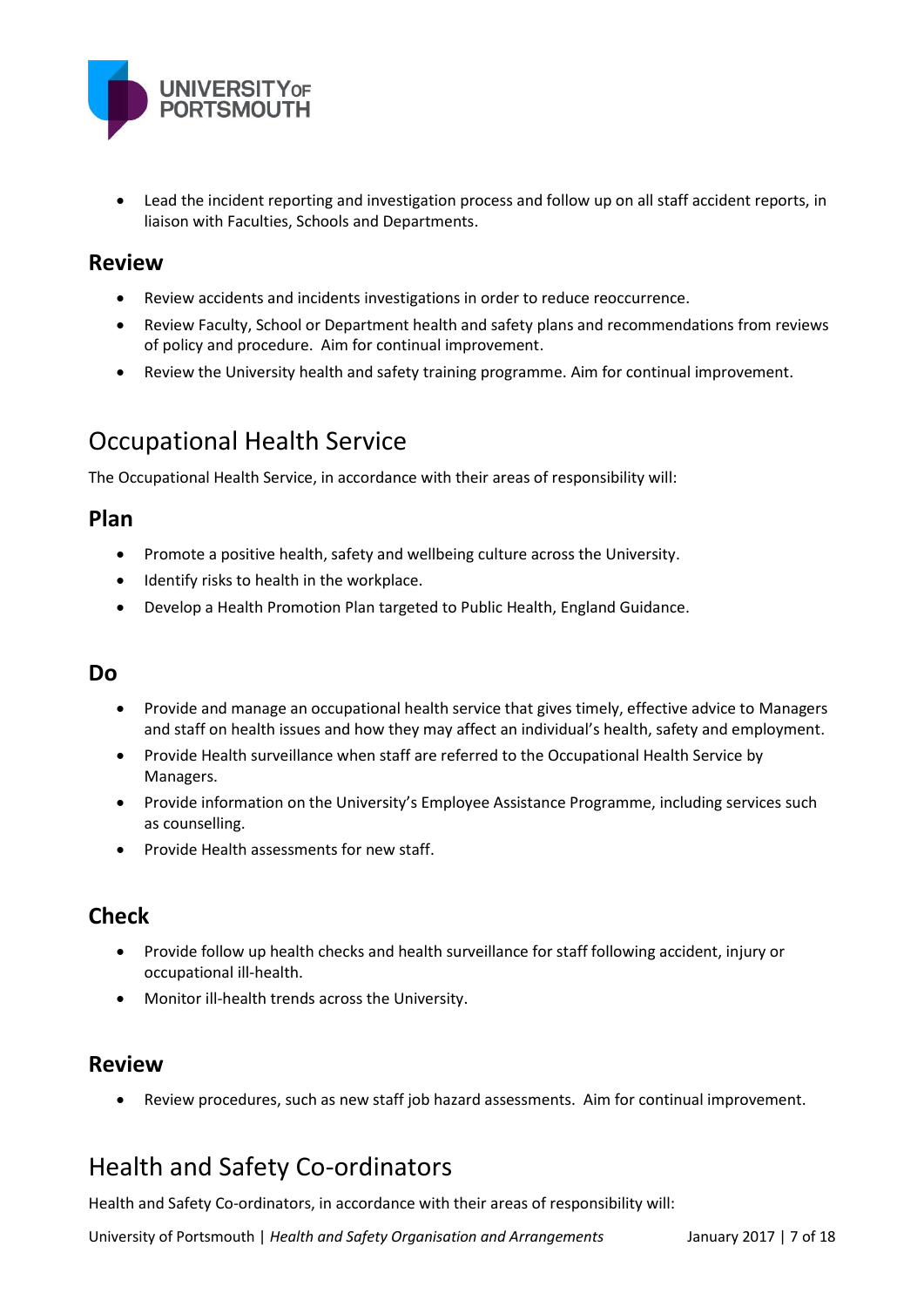- Lead the incident reporting and investigation process and follow up on all staff accident reports, in liaison with Faculties, Schools and Departments.

### Review

- Review accidents and incidents investigations in order to reduce reoccurrence.
- Review Faculty, School or Department health and safety plans and recommendations from reviews of policy and procedure. Aim for continual improvement.
- Review the University health and safety training programme. Aim for continual improvement.

## Occupational Health Service

The Occupational Health Service, in accordance with their areas of responsibility will:

### Plan

- Promote a positive health, safety and wellbeing culture across the University.
- Identify risks to health in the workplace.
- Develop a Health Promotion Plan targeted to Public Health, England Guidance.

### Do

- Provide and manage an occupational health service that gives timely, effective advice to Managers and staff on health issues and how they may affect an individual's health, safety and employment.
- Provide Health surveillance when staff are referred to the Occupational Health Service by Managers.
- Provide information on the University's Employee Assistance Programme, including services such as counselling.
- Provide Health assessments for new staff.

### Check

- Provide follow up health checks and health surveillance for staff following accident, injury or occupational ill-health.
- Monitor ill-health trends across the University.

### Review

- Review procedures, such as new staff job hazard assessments. Aim for continual improvement.

## Health and Safety Co-ordinators

Health and Safety Co-ordinators, in accordance with their areas of responsibility will: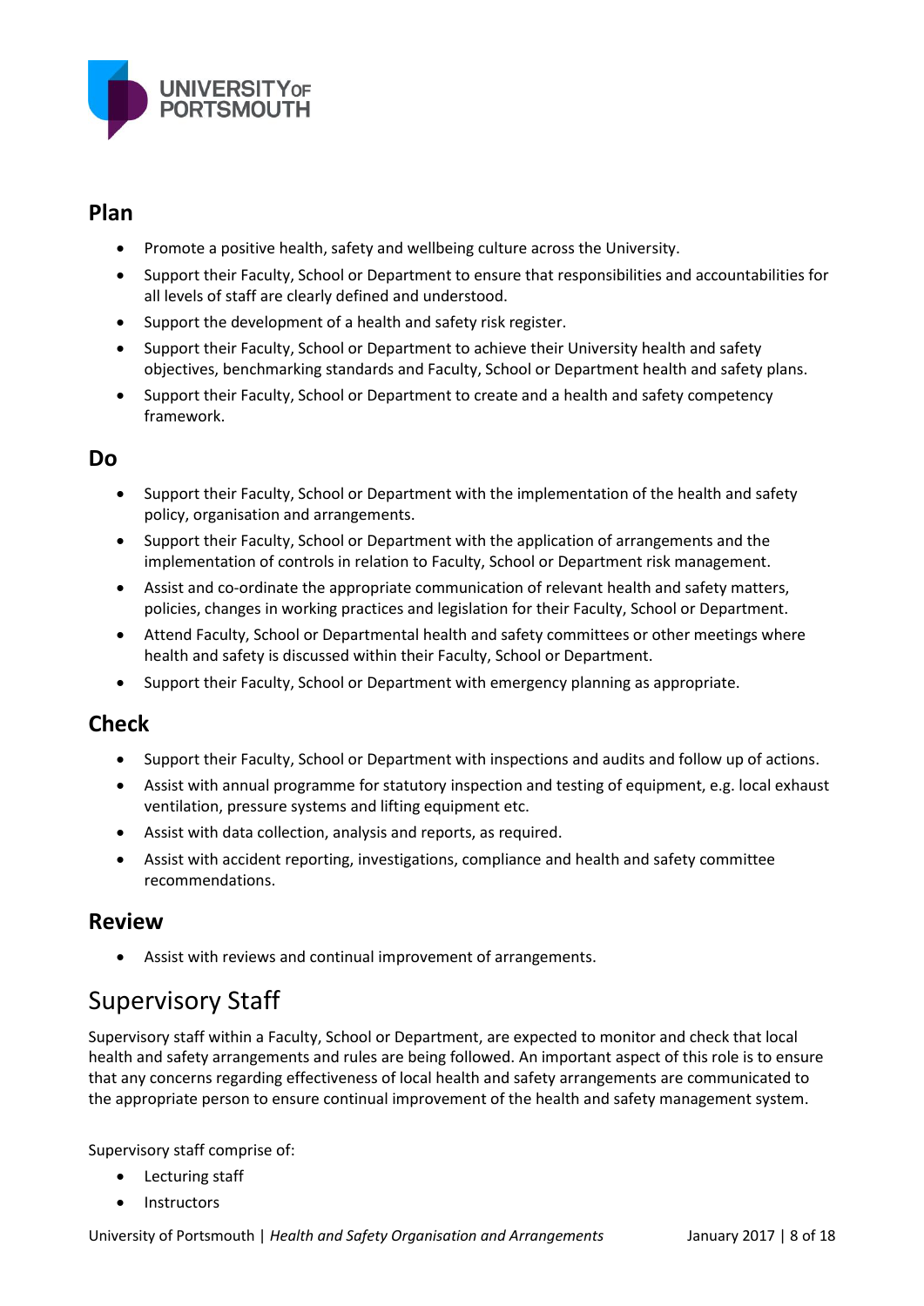## Plan

- Promote a positive health, safety and wellbeing culture across the University.
- Support their Faculty, School or Department to ensure that responsibilities and accountabilities for all levels of staff are clearly defined and understood.
- Support the development of a health and safety risk register.
- Support their Faculty, School or Department to achieve their University health and safety objectives, benchmarking standards and Faculty, School or Department health and safety plans.
- Support their Faculty, School or Department to create and a health and safety competency framework.

## Do

- Support their Faculty, School or Department with the implementation of the health and safety policy, organisation and arrangements.
- Support their Faculty, School or Department with the application of arrangements and the implementation of controls in relation to Faculty, School or Department risk management.
- Assist and co-ordinate the appropriate communication of relevant health and safety matters, policies, changes in working practices and legislation for their Faculty, School or Department.
- Attend Faculty, School or Departmental health and safety committees or other meetings where health and safety is discussed within their Faculty, School or Department.
- Support their Faculty, School or Department with emergency planning as appropriate.

## Check

- Support their Faculty, School or Department with inspections and audits and follow up of actions.
- Assist with annual programme for statutory inspection and testing of equipment, e.g. local exhaust ventilation, pressure systems and lifting equipment etc.
- Assist with data collection, analysis and reports, as required.
- Assist with accident reporting, investigations, compliance and health and safety committee recommendations.

## Review

- Assist with reviews and continual improvement of arrangements.

# Supervisory Staff

Supervisory staff within a Faculty, School or Department, are expected to monitor and check that local health and safety arrangements and rules are being followed. An important aspect of this role is to ensure that any concerns regarding effectiveness of local health and safety arrangements are communicated to the appropriate person to ensure continual improvement of the health and safety management system.

Supervisory staff comprise of:

- Lecturing staff
- Instructors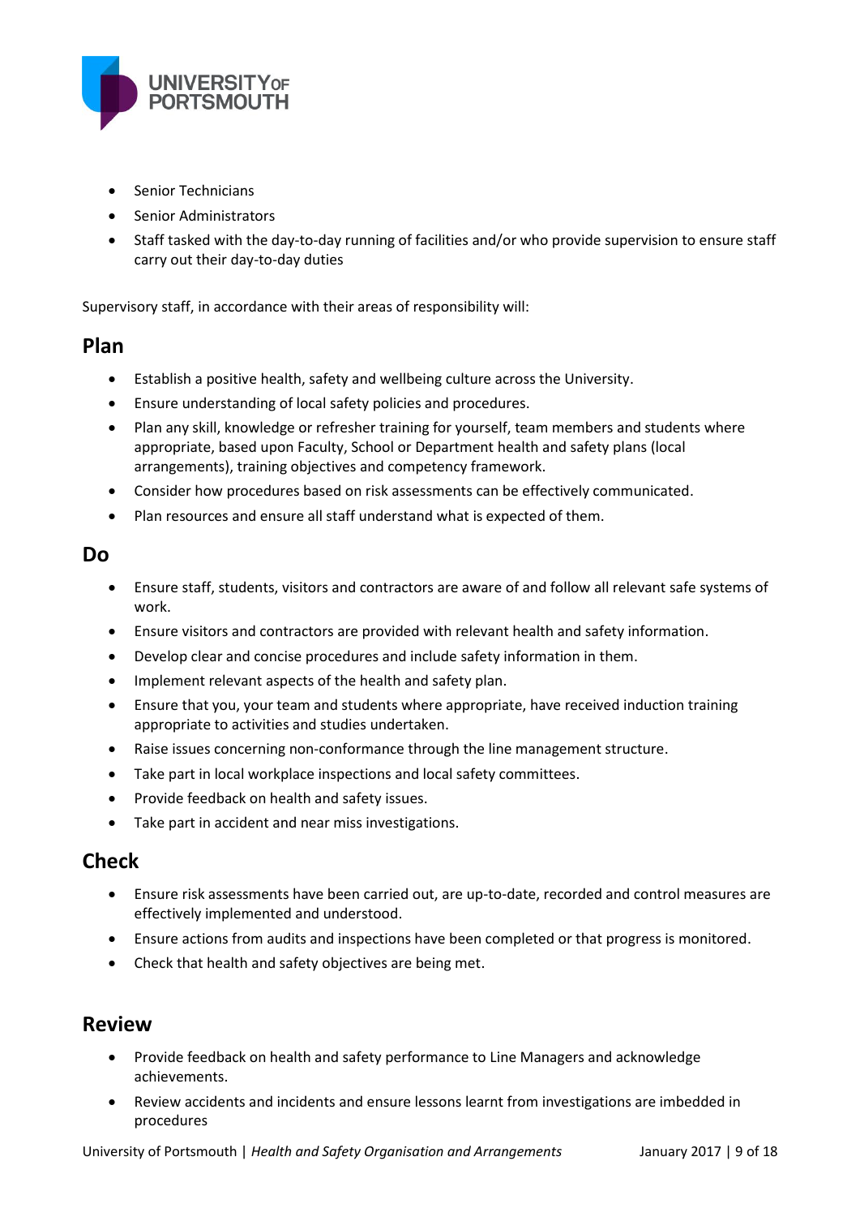- Senior Technicians
- Senior Administrators
- Staff tasked with the day-to-day running of facilities and/or who provide supervision to ensure staff carry out their day-to-day duties

Supervisory staff, in accordance with their areas of responsibility will:

## Plan

- Establish a positive health, safety and wellbeing culture across the University.
- Ensure understanding of local safety policies and procedures.
- Plan any skill, knowledge or refresher training for yourself, team members and students where appropriate, based upon Faculty, School or Department health and safety plans (local arrangements), training objectives and competency framework.
- Consider how procedures based on risk assessments can be effectively communicated.
- Plan resources and ensure all staff understand what is expected of them.

## Do

- Ensure staff, students, visitors and contractors are aware of and follow all relevant safe systems of work.
- Ensure visitors and contractors are provided with relevant health and safety information.
- Develop clear and concise procedures and include safety information in them.
- Implement relevant aspects of the health and safety plan.
- Ensure that you, your team and students where appropriate, have received induction training appropriate to activities and studies undertaken.
- Raise issues concerning non-conformance through the line management structure.
- Take part in local workplace inspections and local safety committees.
- Provide feedback on health and safety issues.
- Take part in accident and near miss investigations.

## Check

- Ensure risk assessments have been carried out, are up-to-date, recorded and control measures are effectively implemented and understood.
- Ensure actions from audits and inspections have been completed or that progress is monitored.
- Check that health and safety objectives are being met.

## Review

- Provide feedback on health and safety performance to Line Managers and acknowledge achievements.
- Review accidents and incidents and ensure lessons learnt from investigations are imbedded in procedures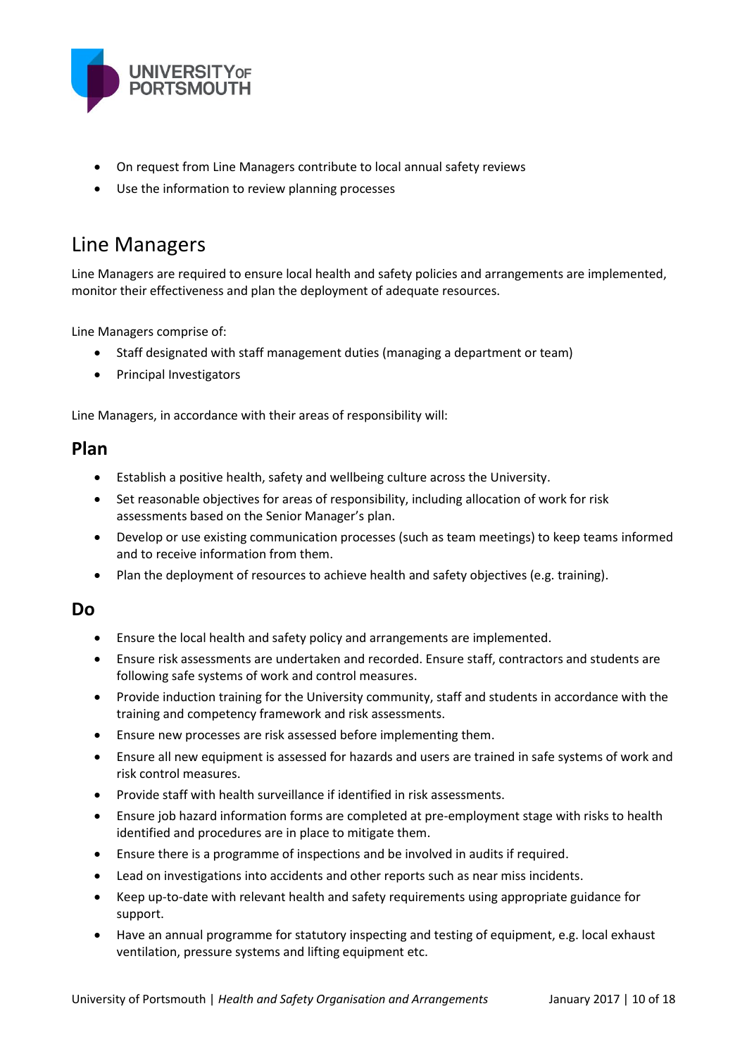- On request from Line Managers contribute to local annual safety reviews
- Use the information to review planning processes

# Line Managers

Line Managers are required to ensure local health and safety policies and arrangements are implemented, monitor their effectiveness and plan the deployment of adequate resources.

Line Managers comprise of:

- Staff designated with staff management duties (managing a department or team)
- Principal Investigators

Line Managers, in accordance with their areas of responsibility will:

## Plan

- Establish a positive health, safety and wellbeing culture across the University.
- Set reasonable objectives for areas of responsibility, including allocation of work for risk assessments based on the Senior Manager's plan.
- Develop or use existing communication processes (such as team meetings) to keep teams informed and to receive information from them.
- Plan the deployment of resources to achieve health and safety objectives (e.g. training).

## Do

- Ensure the local health and safety policy and arrangements are implemented.
- Ensure risk assessments are undertaken and recorded. Ensure staff, contractors and students are following safe systems of work and control measures.
- Provide induction training for the University community, staff and students in accordance with the training and competency framework and risk assessments.
- Ensure new processes are risk assessed before implementing them.
- Ensure all new equipment is assessed for hazards and users are trained in safe systems of work and risk control measures.
- Provide staff with health surveillance if identified in risk assessments.
- Ensure job hazard information forms are completed at pre-employment stage with risks to health identified and procedures are in place to mitigate them.
- Ensure there is a programme of inspections and be involved in audits if required.
- Lead on investigations into accidents and other reports such as near miss incidents.
- Keep up-to-date with relevant health and safety requirements using appropriate guidance for support.
- Have an annual programme for statutory inspecting and testing of equipment, e.g. local exhaust ventilation, pressure systems and lifting equipment etc.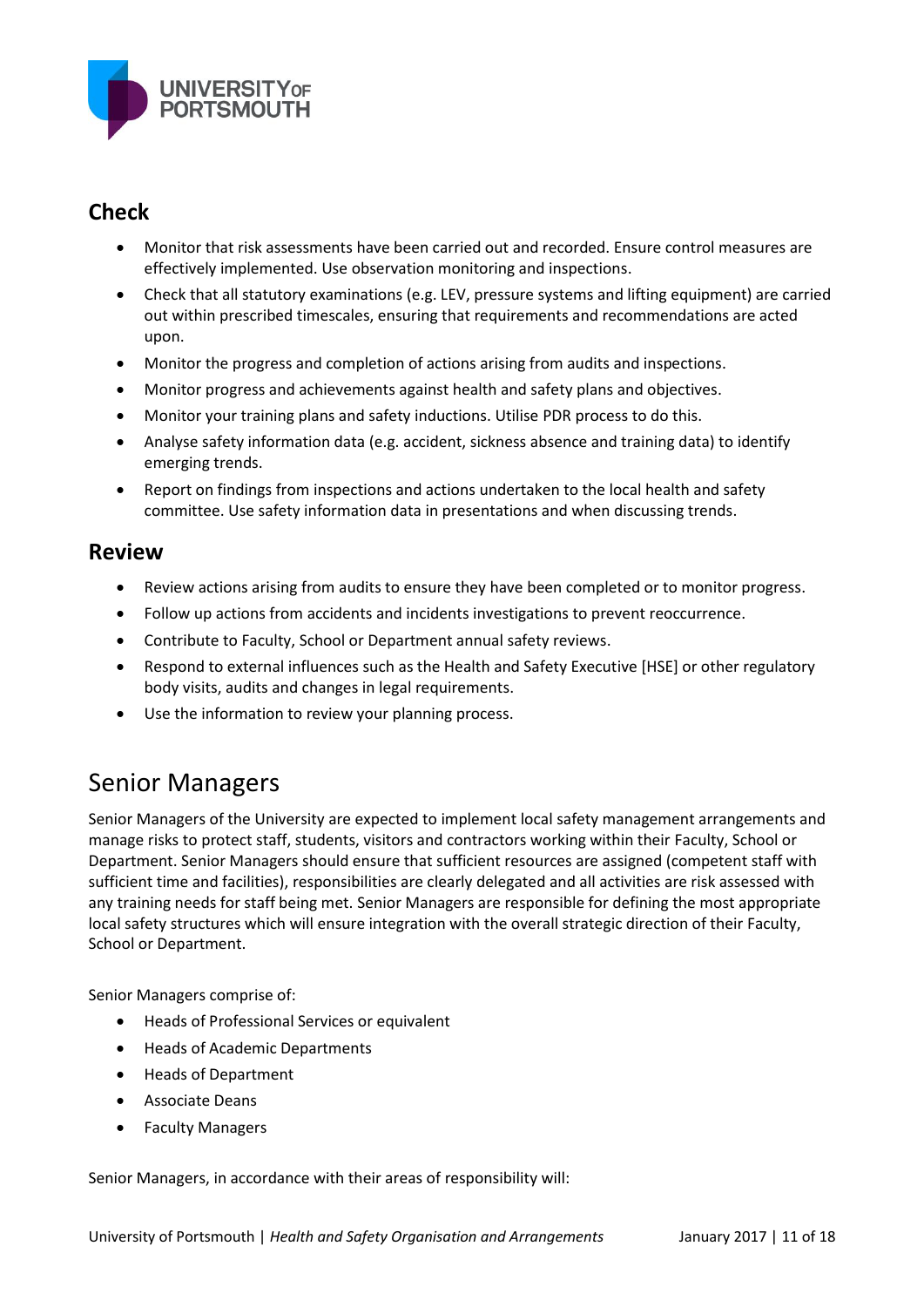## Check

- Monitor that risk assessments have been carried out and recorded. Ensure control measures are effectively implemented. Use observation monitoring and inspections.
- Check that all statutory examinations (e.g. LEV, pressure systems and lifting equipment) are carried out within prescribed timescales, ensuring that requirements and recommendations are acted upon.
- Monitor the progress and completion of actions arising from audits and inspections.
- Monitor progress and achievements against health and safety plans and objectives.
- Monitor your training plans and safety inductions. Utilise PDR process to do this.
- Analyse safety information data (e.g. accident, sickness absence and training data) to identify emerging trends.
- Report on findings from inspections and actions undertaken to the local health and safety committee. Use safety information data in presentations and when discussing trends.

## Review

- Review actions arising from audits to ensure they have been completed or to monitor progress.
- Follow up actions from accidents and incidents investigations to prevent reoccurrence.
- Contribute to Faculty, School or Department annual safety reviews.
- Respond to external influences such as the Health and Safety Executive [HSE] or other regulatory body visits, audits and changes in legal requirements.
- Use the information to review your planning process.

# Senior Managers

Senior Managers of the University are expected to implement local safety management arrangements and manage risks to protect staff, students, visitors and contractors working within their Faculty, School or Department. Senior Managers should ensure that sufficient resources are assigned (competent staff with sufficient time and facilities), responsibilities are clearly delegated and all activities are risk assessed with any training needs for staff being met. Senior Managers are responsible for defining the most appropriate local safety structures which will ensure integration with the overall strategic direction of their Faculty, School or Department.

Senior Managers comprise of:

- Heads of Professional Services or equivalent
- Heads of Academic Departments
- Heads of Department
- Associate Deans
- Faculty Managers

Senior Managers, in accordance with their areas of responsibility will: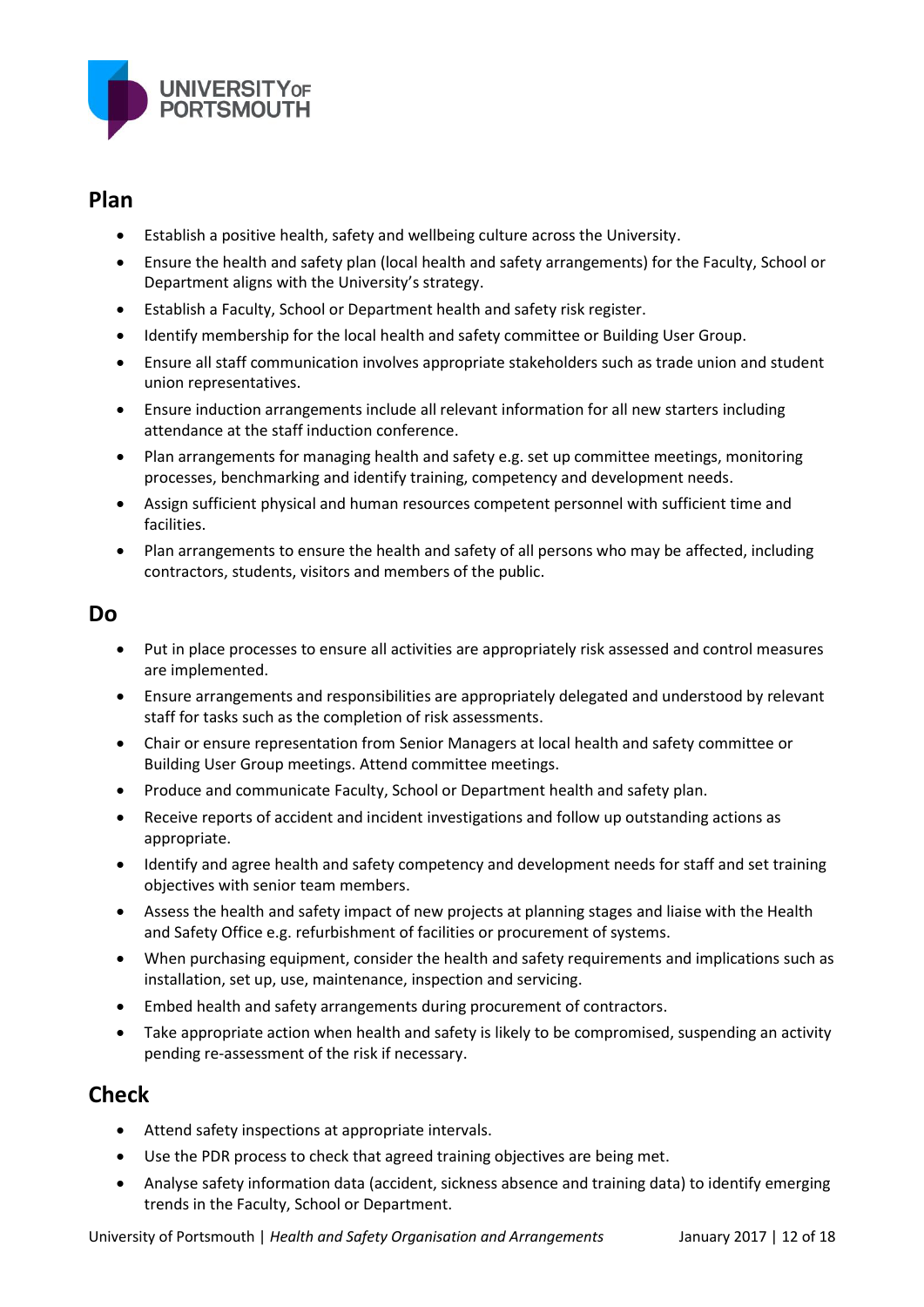## Plan

- Establish a positive health, safety and wellbeing culture across the University.
- Ensure the health and safety plan (local health and safety arrangements) for the Faculty, School or Department aligns with the University's strategy.
- Establish a Faculty, School or Department health and safety risk register.
- Identify membership for the local health and safety committee or Building User Group.
- Ensure all staff communication involves appropriate stakeholders such as trade union and student union representatives.
- Ensure induction arrangements include all relevant information for all new starters including attendance at the staff induction conference.
- Plan arrangements for managing health and safety e.g. set up committee meetings, monitoring processes, benchmarking and identify training, competency and development needs.
- Assign sufficient physical and human resources competent personnel with sufficient time and facilities.
- Plan arrangements to ensure the health and safety of all persons who may be affected, including contractors, students, visitors and members of the public.

## Do

- Put in place processes to ensure all activities are appropriately risk assessed and control measures are implemented.
- Ensure arrangements and responsibilities are appropriately delegated and understood by relevant staff for tasks such as the completion of risk assessments.
- Chair or ensure representation from Senior Managers at local health and safety committee or Building User Group meetings. Attend committee meetings.
- Produce and communicate Faculty, School or Department health and safety plan.
- Receive reports of accident and incident investigations and follow up outstanding actions as appropriate.
- Identify and agree health and safety competency and development needs for staff and set training objectives with senior team members.
- Assess the health and safety impact of new projects at planning stages and liaise with the Health and Safety Office e.g. refurbishment of facilities or procurement of systems.
- When purchasing equipment, consider the health and safety requirements and implications such as installation, set up, use, maintenance, inspection and servicing.
- Embed health and safety arrangements during procurement of contractors.
- Take appropriate action when health and safety is likely to be compromised, suspending an activity pending re-assessment of the risk if necessary.

## Check

- Attend safety inspections at appropriate intervals.
- Use the PDR process to check that agreed training objectives are being met.
- Analyse safety information data (accident, sickness absence and training data) to identify emerging trends in the Faculty, School or Department.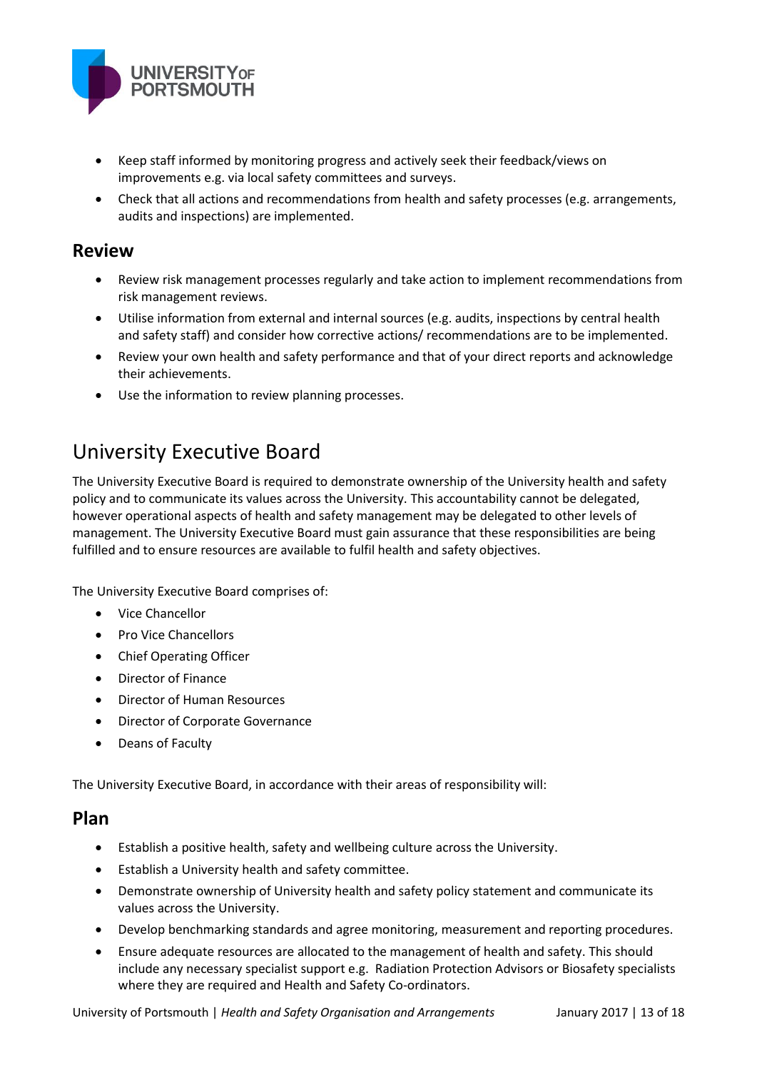- Keep staff informed by monitoring progress and actively seek their feedback/views on improvements e.g. via local safety committees and surveys.
- Check that all actions and recommendations from health and safety processes (e.g. arrangements, audits and inspections) are implemented.

## Review

- Review risk management processes regularly and take action to implement recommendations from risk management reviews.
- Utilise information from external and internal sources (e.g. audits, inspections by central health and safety staff) and consider how corrective actions/ recommendations are to be implemented.
- Review your own health and safety performance and that of your direct reports and acknowledge their achievements.
- Use the information to review planning processes.

# University Executive Board

The University Executive Board is required to demonstrate ownership of the University health and safety policy and to communicate its values across the University. This accountability cannot be delegated, however operational aspects of health and safety management may be delegated to other levels of management. The University Executive Board must gain assurance that these responsibilities are being fulfilled and to ensure resources are available to fulfil health and safety objectives.

The University Executive Board comprises of:

- Vice Chancellor
- Pro Vice Chancellors
- Chief Operating Officer
- Director of Finance
- Director of Human Resources
- Director of Corporate Governance
- Deans of Faculty

The University Executive Board, in accordance with their areas of responsibility will:

## Plan

- Establish a positive health, safety and wellbeing culture across the University.
- Establish a University health and safety committee.
- Demonstrate ownership of University health and safety policy statement and communicate its values across the University.
- Develop benchmarking standards and agree monitoring, measurement and reporting procedures.
- Ensure adequate resources are allocated to the management of health and safety. This should include any necessary specialist support e.g. Radiation Protection Advisors or Biosafety specialists where they are required and Health and Safety Co-ordinators.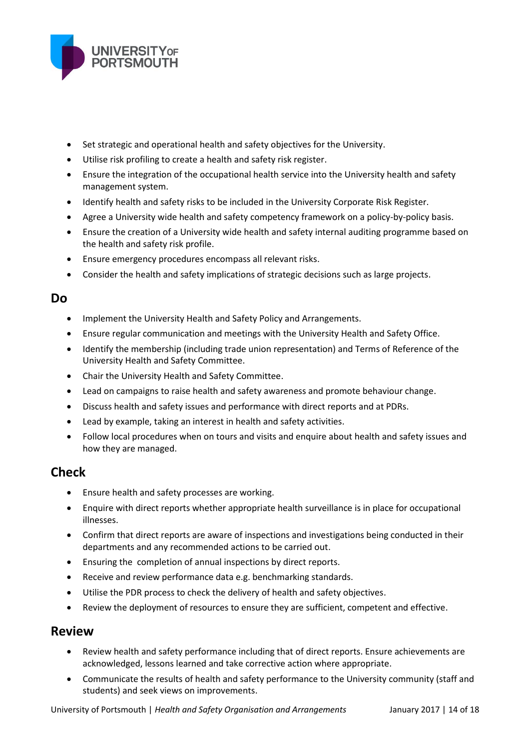- Set strategic and operational health and safety objectives for the University.
- Utilise risk profiling to create a health and safety risk register.
- Ensure the integration of the occupational health service into the University health and safety management system.
- Identify health and safety risks to be included in the University Corporate Risk Register.
- Agree a University wide health and safety competency framework on a policy-by-policy basis.
- Ensure the creation of a University wide health and safety internal auditing programme based on the health and safety risk profile.
- Ensure emergency procedures encompass all relevant risks.
- Consider the health and safety implications of strategic decisions such as large projects.

## Do

- Implement the University Health and Safety Policy and Arrangements.
- Ensure regular communication and meetings with the University Health and Safety Office.
- Identify the membership (including trade union representation) and Terms of Reference of the University Health and Safety Committee.
- Chair the University Health and Safety Committee.
- Lead on campaigns to raise health and safety awareness and promote behaviour change.
- Discuss health and safety issues and performance with direct reports and at PDRs.
- Lead by example, taking an interest in health and safety activities.
- Follow local procedures when on tours and visits and enquire about health and safety issues and how they are managed.

## Check

- Ensure health and safety processes are working.
- Enquire with direct reports whether appropriate health surveillance is in place for occupational illnesses.
- Confirm that direct reports are aware of inspections and investigations being conducted in their departments and any recommended actions to be carried out.
- Ensuring the completion of annual inspections by direct reports.
- Receive and review performance data e.g. benchmarking standards.
- Utilise the PDR process to check the delivery of health and safety objectives.
- Review the deployment of resources to ensure they are sufficient, competent and effective.

## Review

- Review health and safety performance including that of direct reports. Ensure achievements are acknowledged, lessons learned and take corrective action where appropriate.
- Communicate the results of health and safety performance to the University community (staff and students) and seek views on improvements.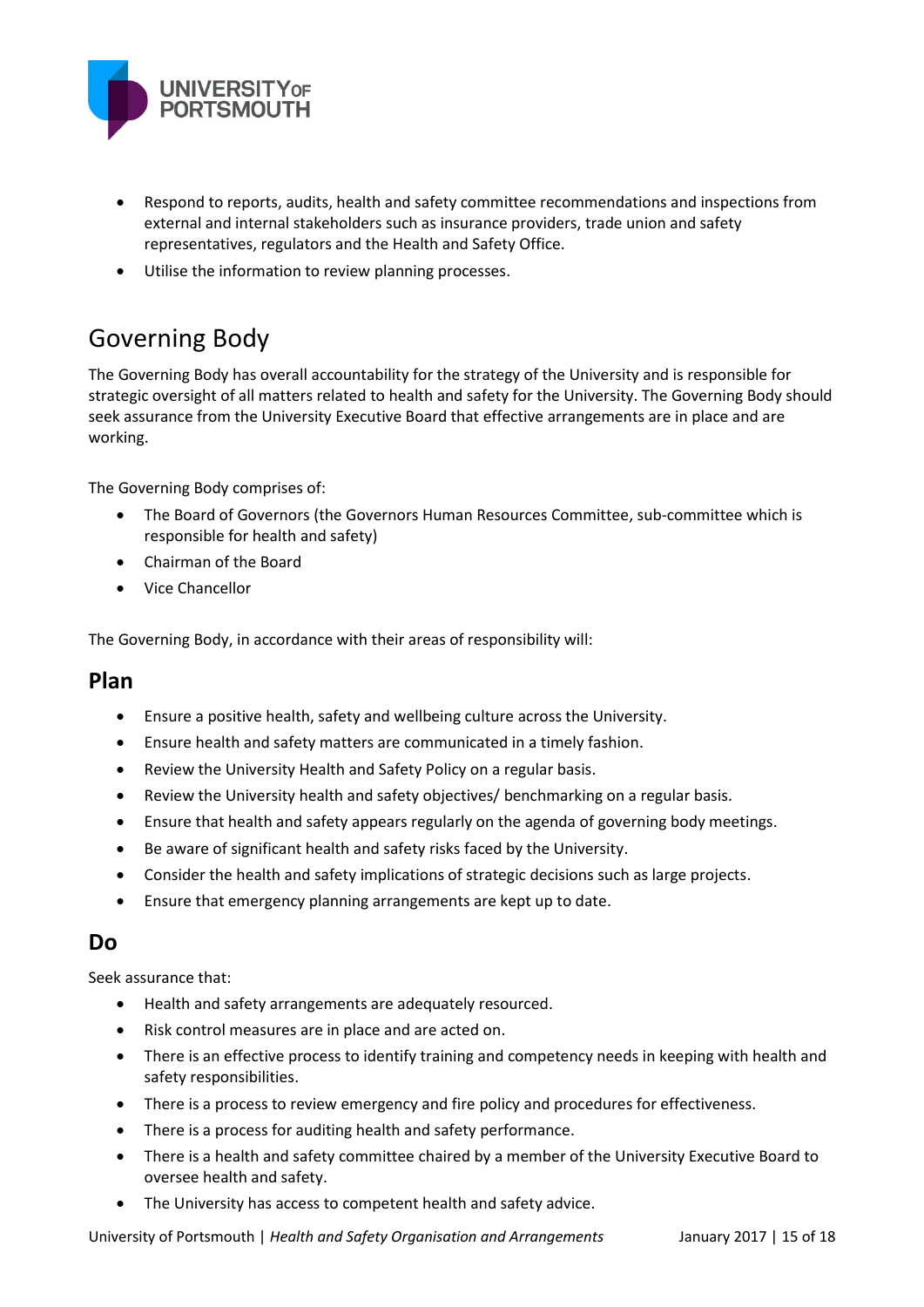- Respond to reports, audits, health and safety committee recommendations and inspections from external and internal stakeholders such as insurance providers, trade union and safety representatives, regulators and the Health and Safety Office.
- Utilise the information to review planning processes.

# Governing Body

The Governing Body has overall accountability for the strategy of the University and is responsible for strategic oversight of all matters related to health and safety for the University. The Governing Body should seek assurance from the University Executive Board that effective arrangements are in place and are working.

The Governing Body comprises of:

- The Board of Governors (the Governors Human Resources Committee, sub-committee which is responsible for health and safety)
- Chairman of the Board
- Vice Chancellor

The Governing Body, in accordance with their areas of responsibility will:

## Plan

- Ensure a positive health, safety and wellbeing culture across the University.
- Ensure health and safety matters are communicated in a timely fashion.
- Review the University Health and Safety Policy on a regular basis.
- Review the University health and safety objectives/ benchmarking on a regular basis.
- Ensure that health and safety appears regularly on the agenda of governing body meetings.
- Be aware of significant health and safety risks faced by the University.
- Consider the health and safety implications of strategic decisions such as large projects.
- Ensure that emergency planning arrangements are kept up to date.

## Do

Seek assurance that:

- Health and safety arrangements are adequately resourced.
- Risk control measures are in place and are acted on.
- There is an effective process to identify training and competency needs in keeping with health and safety responsibilities.
- There is a process to review emergency and fire policy and procedures for effectiveness.
- There is a process for auditing health and safety performance.
- There is a health and safety committee chaired by a member of the University Executive Board to oversee health and safety.
- The University has access to competent health and safety advice.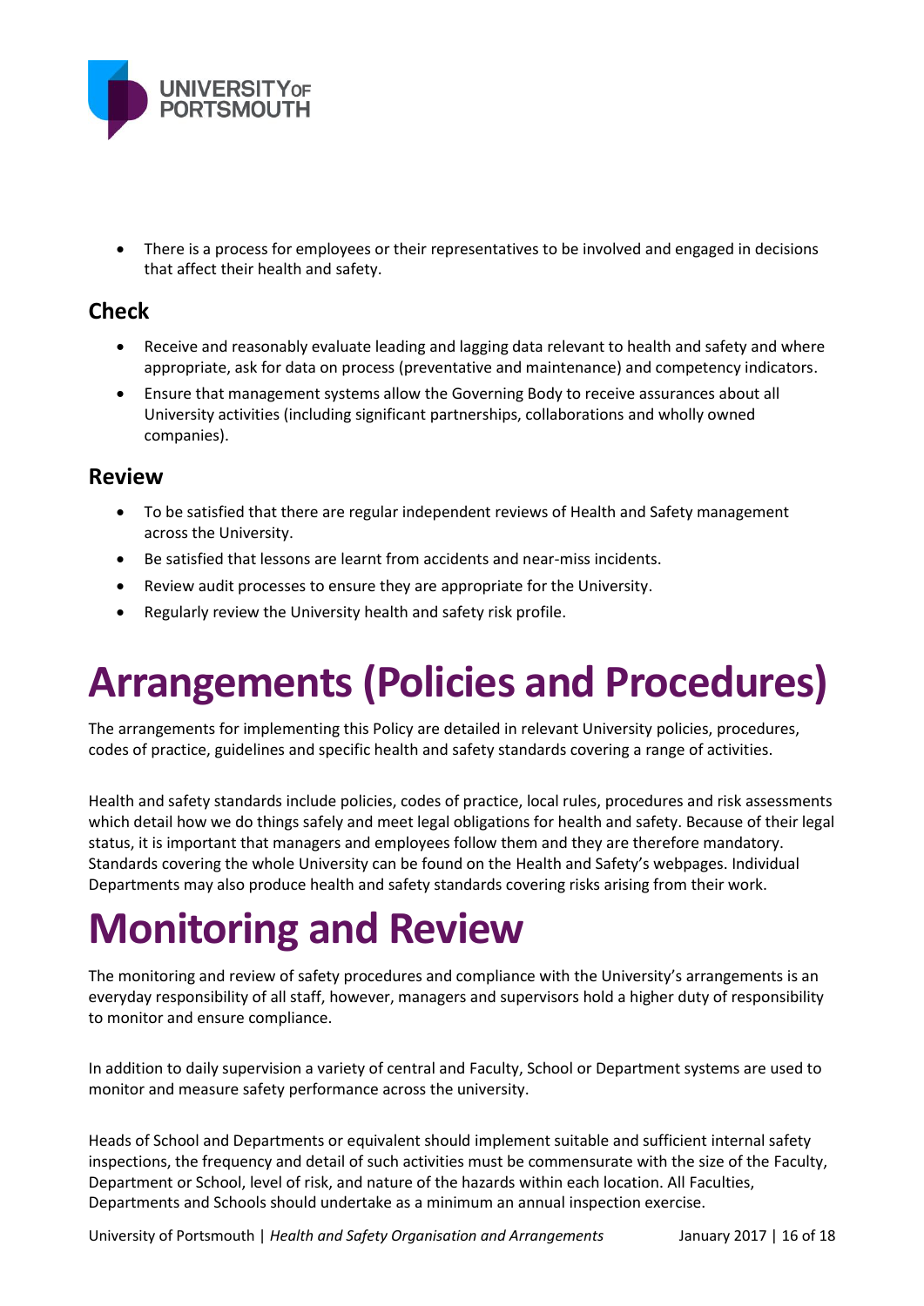- There is a process for employees or their representatives to be involved and engaged in decisions that affect their health and safety.

## Check

- Receive and reasonably evaluate leading and lagging data relevant to health and safety and where appropriate, ask for data on process (preventative and maintenance) and competency indicators.
- Ensure that management systems allow the Governing Body to receive assurances about all University activities (including significant partnerships, collaborations and wholly owned companies).

## Review

- To be satisfied that there are regular independent reviews of Health and Safety management across the University.
- Be satisfied that lessons are learnt from accidents and near-miss incidents.
- Review audit processes to ensure they are appropriate for the University.
- Regularly review the University health and safety risk profile.

# Arrangements (Policies and Procedures)

The arrangements for implementing this Policy are detailed in relevant University policies, procedures, codes of practice, guidelines and specific health and safety standards covering a range of activities.

Health and safety standards include policies, codes of practice, local rules, procedures and risk assessments which detail how we do things safely and meet legal obligations for health and safety. Because of their legal status, it is important that managers and employees follow them and they are therefore mandatory. Standards covering the whole University can be found on the Health and Safety's webpages. Individual Departments may also produce health and safety standards covering risks arising from their work.

# Monitoring and Review

The monitoring and review of safety procedures and compliance with the University's arrangements is an everyday responsibility of all staff, however, managers and supervisors hold a higher duty of responsibility to monitor and ensure compliance.

In addition to daily supervision a variety of central and Faculty, School or Department systems are used to monitor and measure safety performance across the university.

Heads of School and Departments or equivalent should implement suitable and sufficient internal safety inspections, the frequency and detail of such activities must be commensurate with the size of the Faculty, Department or School, level of risk, and nature of the hazards within each location. All Faculties, Departments and Schools should undertake as a minimum an annual inspection exercise.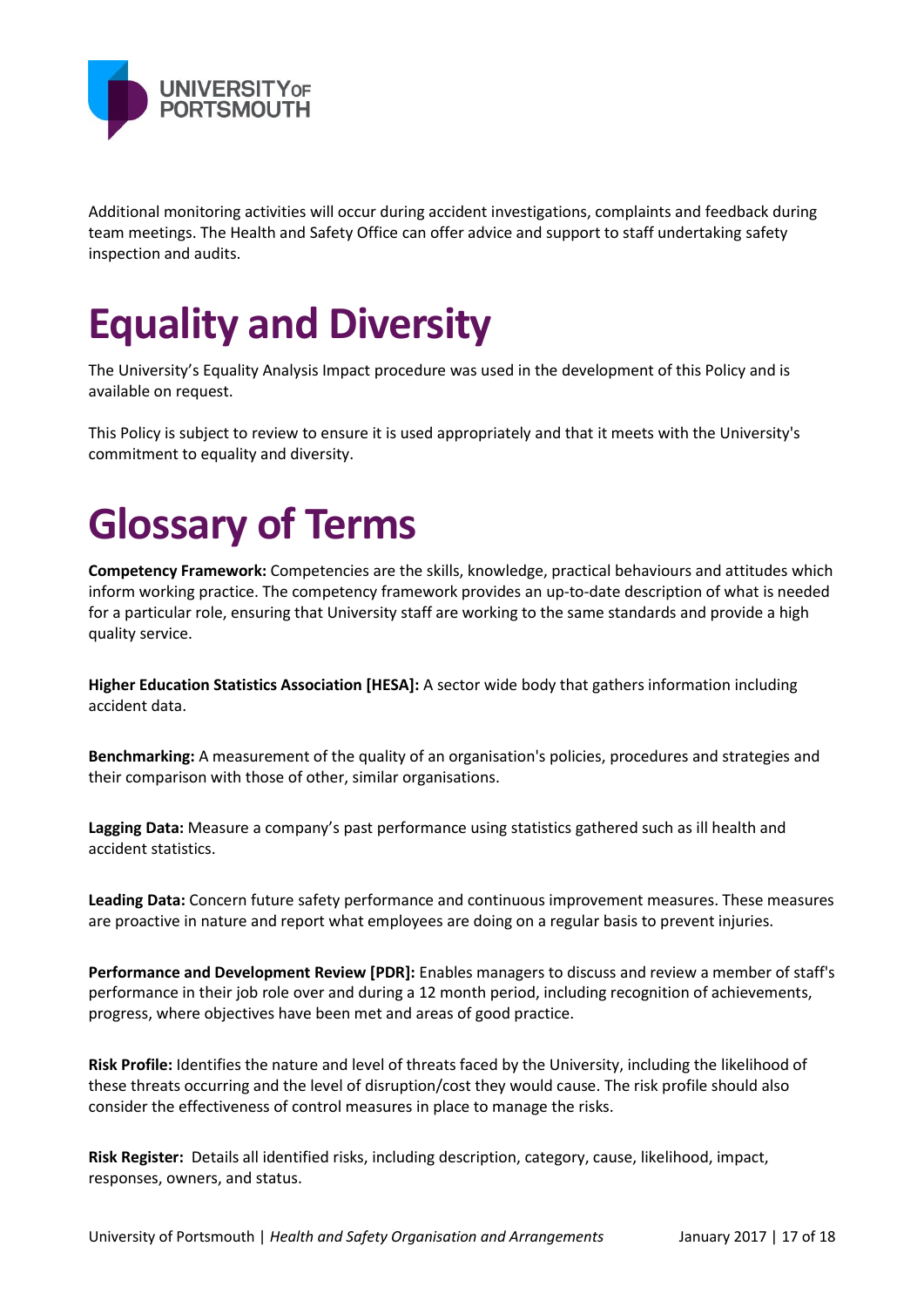Additional monitoring activities will occur during accident investigations, complaints and feedback during team meetings. The Health and Safety Office can offer advice and support to staff undertaking safety inspection and audits.

# Equality and Diversity

The University's Equality Analysis Impact procedure was used in the development of this Policy and is available on request.

This Policy is subject to review to ensure it is used appropriately and that it meets with the University's commitment to equality and diversity.

# Glossary of Terms

**Competency Framework:** Competencies are the skills, knowledge, practical behaviours and attitudes which inform working practice. The competency framework provides an up-to-date description of what is needed for a particular role, ensuring that University staff are working to the same standards and provide a high quality service.

**Higher Education Statistics Association [HESA]:** A sector wide body that gathers information including accident data.

**Benchmarking:** A measurement of the quality of an organisation's policies, procedures and strategies and their comparison with those of other, similar organisations.

**Lagging Data:** Measure a company's past performance using statistics gathered such as ill health and accident statistics.

**Leading Data:** Concern future safety performance and continuous improvement measures. These measures are proactive in nature and report what employees are doing on a regular basis to prevent injuries.

**Performance and Development Review [PDR]:** Enables managers to discuss and review a member of staff's performance in their job role over and during a 12 month period, including recognition of achievements, progress, where objectives have been met and areas of good practice.

**Risk Profile:** Identifies the nature and level of threats faced by the University, including the likelihood of these threats occurring and the level of disruption/cost they would cause. The risk profile should also consider the effectiveness of control measures in place to manage the risks.

**Risk Register:** Details all identified risks, including description, category, cause, likelihood, impact, responses, owners, and status.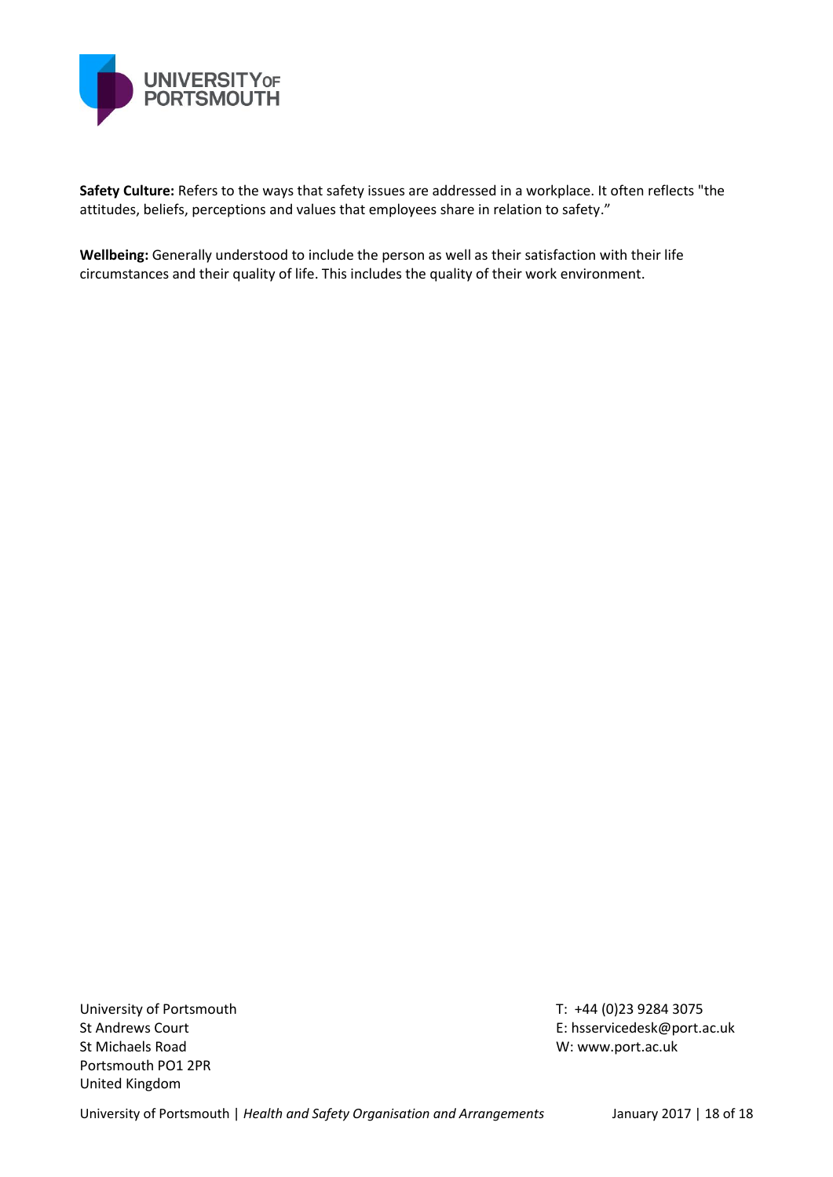**Safety Culture:** Refers to the ways that safety issues are addressed in a workplace. It often reflects "the attitudes, beliefs, perceptions and values that employees share in relation to safety."

**Wellbeing:** Generally understood to include the person as well as their satisfaction with their life circumstances and their quality of life. This includes the quality of their work environment.

University of Portsmouth
St Andrews Court
St Michaels Road
Portsmouth PO1 2PR
United Kingdom

T: +44 (0)23 9284 3075
E: hsservicedesk@port.ac.uk
W: www.port.ac.uk